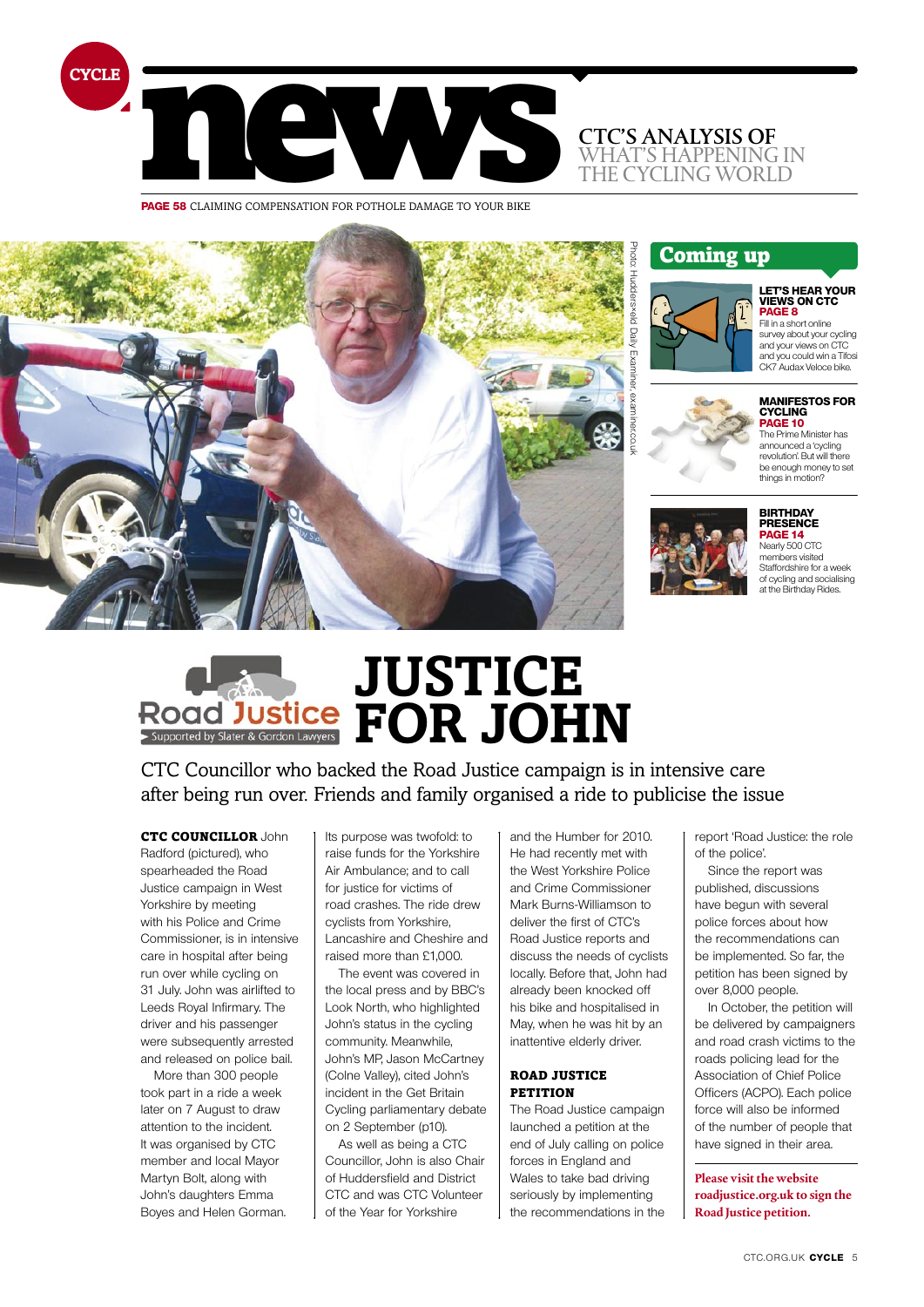# news

**CTC'S ANALYSIS OF WHAT'S HAPPENING IN THE CYCLING WORLD**

**PAGE 58** CLAIMING COMPENSATION FOR POTHOLE DAMAGE TO YOUR BIKE

Photo: Huddersfield Daily Examiner, examiner.co.uk

## Coming up

**LET'S HEAR YOUR VIEWS ON CTC**
**PAGE 8**
Fill in a short online survey about your cycling and your views on CTC and you could win a Tifosi CK7 Audax Veloce bike.

**MANIFESTOS FOR CYCLING**
**PAGE 10**
The Prime Minister has announced a 'cycling revolution'. But will there be enough money to set things in motion?

**BIRTHDAY PRESENCE**
**PAGE 14**
Nearly 500 CTC members visited Staffordshire for a week of cycling and socialising at the Birthday Rides.

Road Justice — Supported by Slater & Gordon Lawyers

# JUSTICE FOR JOHN

CTC Councillor who backed the Road Justice campaign is in intensive care after being run over. Friends and family organised a ride to publicise the issue

**CTC COUNCILLOR** John Radford (pictured), who spearheaded the Road Justice campaign in West Yorkshire by meeting with his Police and Crime Commissioner, is in intensive care in hospital after being run over while cycling on 31 July. John was airlifted to Leeds Royal Infirmary. The driver and his passenger were subsequently arrested and released on police bail.

More than 300 people took part in a ride a week later on 7 August to draw attention to the incident. It was organised by CTC member and local Mayor Martyn Bolt, along with John's daughters Emma Boyes and Helen Gorman. Its purpose was twofold: to raise funds for the Yorkshire Air Ambulance; and to call for justice for victims of road crashes. The ride drew cyclists from Yorkshire, Lancashire and Cheshire and raised more than £1,000.

The event was covered in the local press and by BBC's Look North, who highlighted John's status in the cycling community. Meanwhile, John's MP, Jason McCartney (Colne Valley), cited John's incident in the Get Britain Cycling parliamentary debate on 2 September (p10).

As well as being a CTC Councillor, John is also Chair of Huddersfield and District CTC and was CTC Volunteer of the Year for Yorkshire and the Humber for 2010. He had recently met with the West Yorkshire Police and Crime Commissioner Mark Burns-Williamson to deliver the first of CTC's Road Justice reports and discuss the needs of cyclists locally. Before that, John had already been knocked off his bike and hospitalised in May, when he was hit by an inattentive elderly driver.

### ROAD JUSTICE PETITION

The Road Justice campaign launched a petition at the end of July calling on police forces in England and Wales to take bad driving seriously by implementing the recommendations in the report 'Road Justice: the role of the police'.

Since the report was published, discussions have begun with several police forces about how the recommendations can be implemented. So far, the petition has been signed by over 8,000 people.

In October, the petition will be delivered by campaigners and road crash victims to the roads policing lead for the Association of Chief Police Officers (ACPO). Each police force will also be informed of the number of people that have signed in their area.

**Please visit the website roadjustice.org.uk to sign the Road Justice petition.**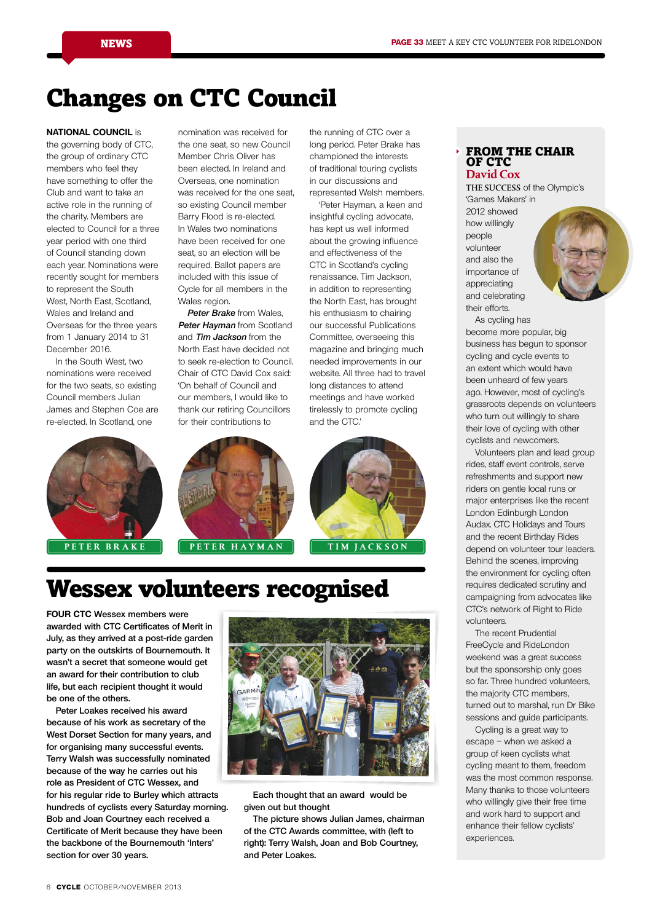# Changes on CTC Council

**NATIONAL COUNCIL** is the governing body of CTC, the group of ordinary CTC members who feel they have something to offer the Club and want to take an active role in the running of the charity. Members are elected to Council for a three year period with one third of Council standing down each year. Nominations were recently sought for members to represent the South West, North East, Scotland, Wales and Ireland and Overseas for the three years from 1 January 2014 to 31 December 2016.

In the South West, two nominations were received for the two seats, so existing Council members Julian James and Stephen Coe are re-elected. In Scotland, one nomination was received for the one seat, so new Council Member Chris Oliver has been elected. In Ireland and Overseas, one nomination was received for the one seat, so existing Council member Barry Flood is re-elected. In Wales two nominations have been received for one seat, so an election will be required. Ballot papers are included with this issue of Cycle for all members in the Wales region.

***Peter Brake*** from Wales, ***Peter Hayman*** from Scotland and ***Tim Jackson*** from the North East have decided not to seek re-election to Council. Chair of CTC David Cox said: 'On behalf of Council and our members, I would like to thank our retiring Councillors for their contributions to the running of CTC over a long period. Peter Brake has championed the interests of traditional touring cyclists in our discussions and represented Welsh members.

'Peter Hayman, a keen and insightful cycling advocate, has kept us well informed about the growing influence and effectiveness of the CTC in Scotland's cycling renaissance. Tim Jackson, in addition to representing the North East, has brought his enthusiasm to chairing our successful Publications Committee, overseeing this magazine and bringing much needed improvements in our website. All three had to travel long distances to attend meetings and have worked tirelessly to promote cycling and the CTC.'

PETER BRAKE

PETER HAYMAN

TIM JACKSON

# Wessex volunteers recognised

**FOUR CTC Wessex members were awarded with CTC Certificates of Merit in July, as they arrived at a post-ride garden party on the outskirts of Bournemouth. It wasn't a secret that someone would get an award for their contribution to club life, but each recipient thought it would be one of the others.**

**Peter Loakes received his award because of his work as secretary of the West Dorset Section for many years, and for organising many successful events. Terry Walsh was successfully nominated because of the way he carries out his role as President of CTC Wessex, and for his regular ride to Burley which attracts hundreds of cyclists every Saturday morning. Bob and Joan Courtney each received a Certificate of Merit because they have been the backbone of the Bournemouth 'Inters' section for over 30 years.**

**Each thought that an award would be given out but thought**

**The picture shows Julian James, chairman of the CTC Awards committee, with (left to right): Terry Walsh, Joan and Bob Courtney, and Peter Loakes.**

## FROM THE CHAIR OF CTC

### David Cox

**THE SUCCESS** of the Olympic's 'Games Makers' in 2012 showed how willingly people volunteer and also the importance of appreciating and celebrating their efforts.

As cycling has become more popular, big business has begun to sponsor cycling and cycle events to an extent which would have been unheard of few years ago. However, most of cycling's grassroots depends on volunteers who turn out willingly to share their love of cycling with other cyclists and newcomers.

Volunteers plan and lead group rides, staff event controls, serve refreshments and support new riders on gentle local runs or major enterprises like the recent London Edinburgh London Audax. CTC Holidays and Tours and the recent Birthday Rides depend on volunteer tour leaders. Behind the scenes, improving the environment for cycling often requires dedicated scrutiny and campaigning from advocates like CTC's network of Right to Ride volunteers.

The recent Prudential FreeCycle and RideLondon weekend was a great success but the sponsorship only goes so far. Three hundred volunteers, the majority CTC members, turned out to marshal, run Dr Bike sessions and guide participants.

Cycling is a great way to escape – when we asked a group of keen cyclists what cycling meant to them, freedom was the most common response. Many thanks to those volunteers who willingly give their free time and work hard to support and enhance their fellow cyclists' experiences.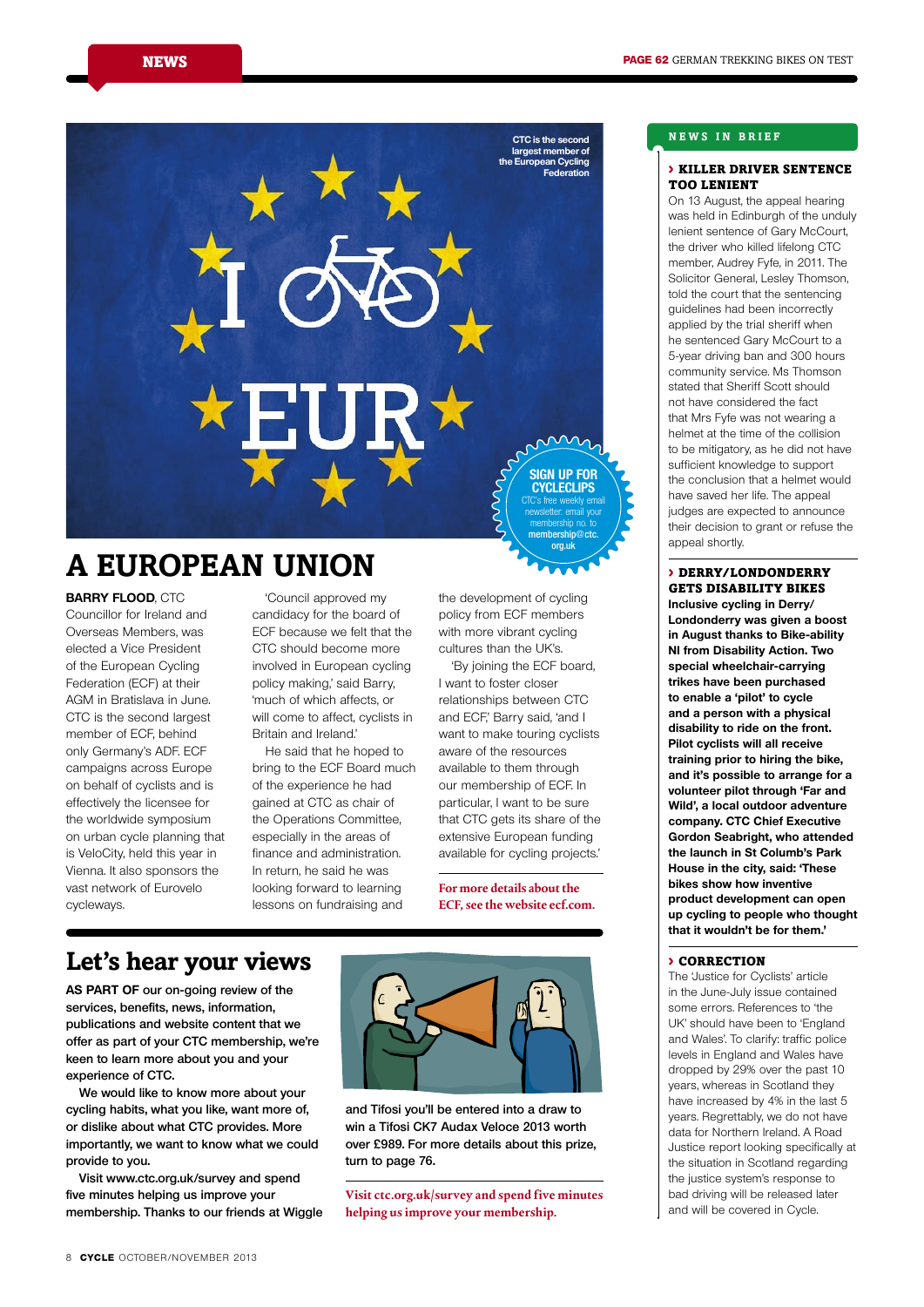CTC is the second largest member of the European Cycling Federation

**SIGN UP FOR CYCLECLIPS**
CTC's free weekly email newsletter: email your membership no. to membership@ctc.org.uk

# A EUROPEAN UNION

**BARRY FLOOD**, CTC Councillor for Ireland and Overseas Members, was elected a Vice President of the European Cycling Federation (ECF) at their AGM in Bratislava in June. CTC is the second largest member of ECF, behind only Germany's ADF. ECF campaigns across Europe on behalf of cyclists and is effectively the licensee for the worldwide symposium on urban cycle planning that is VeloCity, held this year in Vienna. It also sponsors the vast network of Eurovelo cycleways.

'Council approved my candidacy for the board of ECF because we felt that the CTC should become more involved in European cycling policy making,' said Barry, 'much of which affects, or will come to affect, cyclists in Britain and Ireland.'

He said that he hoped to bring to the ECF Board much of the experience he had gained at CTC as chair of the Operations Committee, especially in the areas of finance and administration. In return, he said he was looking forward to learning lessons on fundraising and the development of cycling policy from ECF members with more vibrant cycling cultures than the UK's.

'By joining the ECF board, I want to foster closer relationships between CTC and ECF,' Barry said, 'and I want to make touring cyclists aware of the resources available to them through our membership of ECF. In particular, I want to be sure that CTC gets its share of the extensive European funding available for cycling projects.'

**For more details about the ECF, see the website ecf.com.**

## Let's hear your views

**AS PART OF** our on-going review of the services, benefits, news, information, publications and website content that we offer as part of your CTC membership, we're keen to learn more about you and your experience of CTC.

We would like to know more about your cycling habits, what you like, want more of, or dislike about what CTC provides. More importantly, we want to know what we could provide to you.

Visit www.ctc.org.uk/survey and spend five minutes helping us improve your membership. Thanks to our friends at Wiggle and Tifosi you'll be entered into a draw to win a Tifosi CK7 Audax Veloce 2013 worth over £989. For more details about this prize, turn to page 76.

**Visit ctc.org.uk/survey and spend five minutes helping us improve your membership.**

## NEWS IN BRIEF

### › KILLER DRIVER SENTENCE TOO LENIENT

On 13 August, the appeal hearing was held in Edinburgh of the unduly lenient sentence of Gary McCourt, the driver who killed lifelong CTC member, Audrey Fyfe, in 2011. The Solicitor General, Lesley Thomson, told the court that the sentencing guidelines had been incorrectly applied by the trial sheriff when he sentenced Gary McCourt to a 5-year driving ban and 300 hours community service. Ms Thomson stated that Sheriff Scott should not have considered the fact that Mrs Fyfe was not wearing a helmet at the time of the collision to be mitigatory, as he did not have sufficient knowledge to support the conclusion that a helmet would have saved her life. The appeal judges are expected to announce their decision to grant or refuse the appeal shortly.

### › DERRY/LONDONDERRY GETS DISABILITY BIKES

**Inclusive cycling in Derry/Londonderry was given a boost in August thanks to Bike-ability NI from Disability Action. Two special wheelchair-carrying trikes have been purchased to enable a 'pilot' to cycle and a person with a physical disability to ride on the front. Pilot cyclists will all receive training prior to hiring the bike, and it's possible to arrange for a volunteer pilot through 'Far and Wild', a local outdoor adventure company. CTC Chief Executive Gordon Seabright, who attended the launch in St Columb's Park House in the city, said: 'These bikes show how inventive product development can open up cycling to people who thought that it wouldn't be for them.'**

### › CORRECTION

The 'Justice for Cyclists' article in the June-July issue contained some errors. References to 'the UK' should have been to 'England and Wales'. To clarify: traffic police levels in England and Wales have dropped by 29% over the past 10 years, whereas in Scotland they have increased by 4% in the last 5 years. Regrettably, we do not have data for Northern Ireland. A Road Justice report looking specifically at the situation in Scotland regarding the justice system's response to bad driving will be released later and will be covered in Cycle.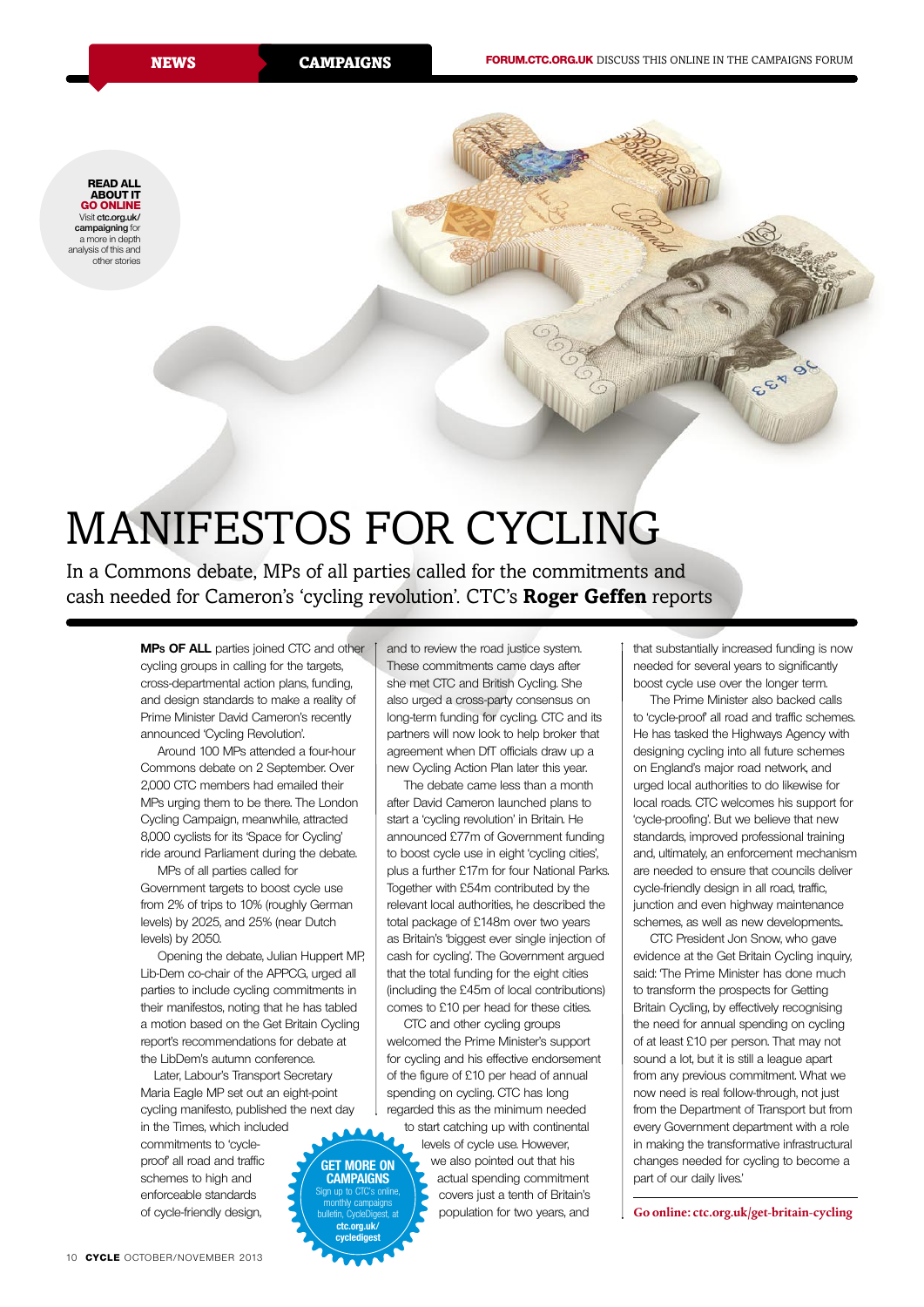READ ALL ABOUT IT **GO ONLINE** Visit **ctc.org.uk/campaigning** for a more in depth analysis of this and other stories

# MANIFESTOS FOR CYCLING

In a Commons debate, MPs of all parties called for the commitments and cash needed for Cameron's 'cycling revolution'. CTC's **Roger Geffen** reports

**MPs OF ALL** parties joined CTC and other cycling groups in calling for the targets, cross-departmental action plans, funding, and design standards to make a reality of Prime Minister David Cameron's recently announced 'Cycling Revolution'.

Around 100 MPs attended a four-hour Commons debate on 2 September. Over 2,000 CTC members had emailed their MPs urging them to be there. The London Cycling Campaign, meanwhile, attracted 8,000 cyclists for its 'Space for Cycling' ride around Parliament during the debate.

MPs of all parties called for Government targets to boost cycle use from 2% of trips to 10% (roughly German levels) by 2025, and 25% (near Dutch levels) by 2050.

Opening the debate, Julian Huppert MP, Lib-Dem co-chair of the APPCG, urged all parties to include cycling commitments in their manifestos, noting that he has tabled a motion based on the Get Britain Cycling report's recommendations for debate at the LibDem's autumn conference.

Later, Labour's Transport Secretary Maria Eagle MP set out an eight-point cycling manifesto, published the next day in the Times, which included commitments to 'cycle-proof' all road and traffic schemes to high and enforceable standards of cycle-friendly design, and to review the road justice system. These commitments came days after she met CTC and British Cycling. She also urged a cross-party consensus on long-term funding for cycling. CTC and its partners will now look to help broker that agreement when DfT officials draw up a new Cycling Action Plan later this year.

The debate came less than a month after David Cameron launched plans to start a 'cycling revolution' in Britain. He announced £77m of Government funding to boost cycle use in eight 'cycling cities', plus a further £17m for four National Parks. Together with £54m contributed by the relevant local authorities, he described the total package of £148m over two years as Britain's 'biggest ever single injection of cash for cycling'. The Government argued that the total funding for the eight cities (including the £45m of local contributions) comes to £10 per head for these cities.

CTC and other cycling groups welcomed the Prime Minister's support for cycling and his effective endorsement of the figure of £10 per head of annual spending on cycling. CTC has long regarded this as the minimum needed to start catching up with continental levels of cycle use. However, we also pointed out that his actual spending commitment covers just a tenth of Britain's population for two years, and that substantially increased funding is now needed for several years to significantly boost cycle use over the longer term.

The Prime Minister also backed calls to 'cycle-proof' all road and traffic schemes. He has tasked the Highways Agency with designing cycling into all future schemes on England's major road network, and urged local authorities to do likewise for local roads. CTC welcomes his support for 'cycle-proofing'. But we believe that new standards, improved professional training and, ultimately, an enforcement mechanism are needed to ensure that councils deliver cycle-friendly design in all road, traffic, junction and even highway maintenance schemes, as well as new developments.

CTC President Jon Snow, who gave evidence at the Get Britain Cycling inquiry, said: 'The Prime Minister has done much to transform the prospects for Getting Britain Cycling, by effectively recognising the need for annual spending on cycling of at least £10 per person. That may not sound a lot, but it is still a league apart from any previous commitment. What we now need is real follow-through, not just from the Department of Transport but from every Government department with a role in making the transformative infrastructural changes needed for cycling to become a part of our daily lives.'

**Go online: ctc.org.uk/get-britain-cycling**

**GET MORE ON CAMPAIGNS** Sign up to CTC's online, monthly campaigns bulletin, CycleDigest, at **ctc.org.uk/cycledigest**